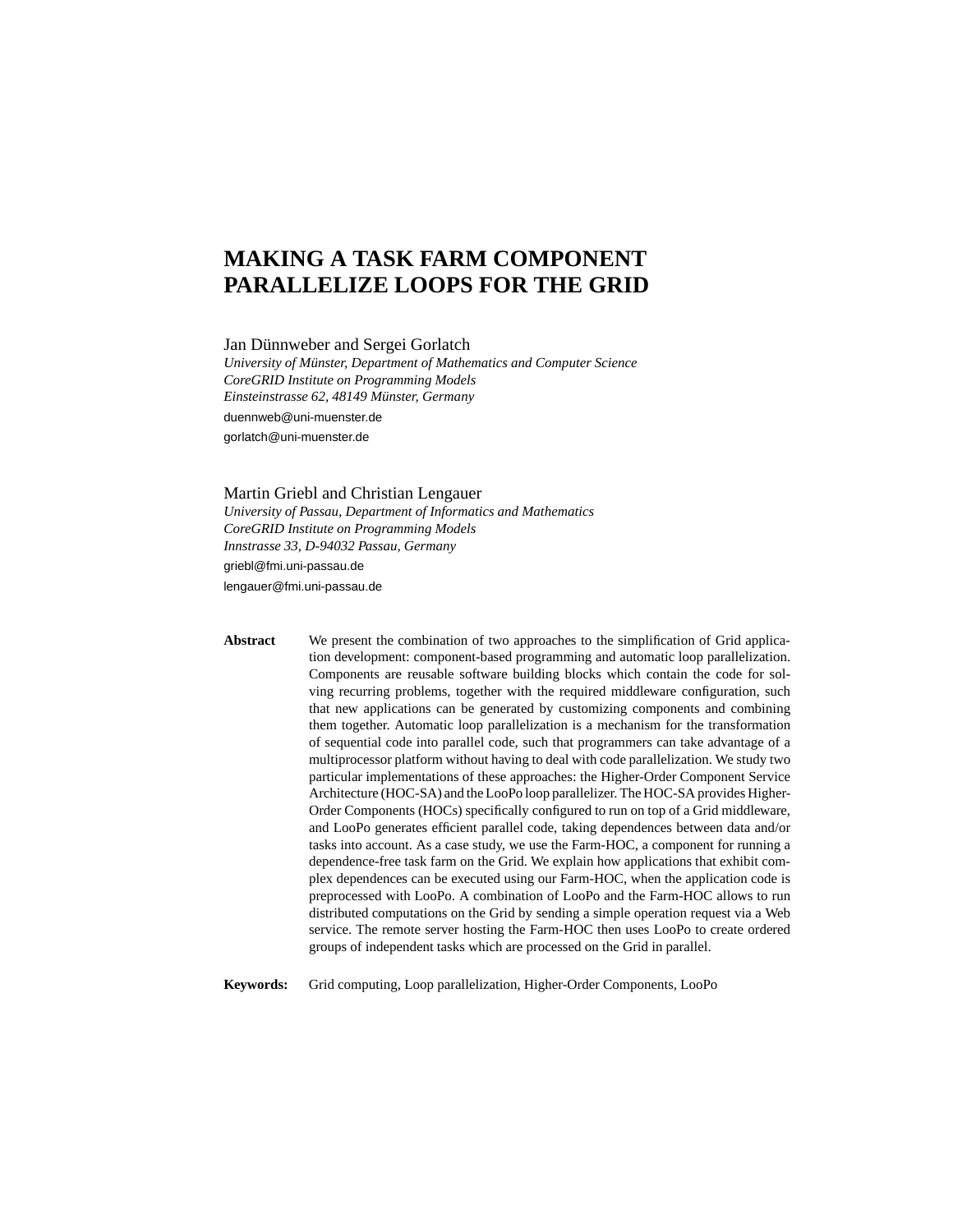# MAKING A TASK FARM COMPONENT PARALLELIZE LOOPS FOR THE GRID

Jan Dünnweber and Sergei Gorlatch

*University of Münster, Department of Mathematics and Computer Science*
*CoreGRID Institute on Programming Models*
*Einsteinstrasse 62, 48149 Münster, Germany*

duennweb@uni-muenster.de

gorlatch@uni-muenster.de

Martin Griebl and Christian Lengauer

*University of Passau, Department of Informatics and Mathematics*
*CoreGRID Institute on Programming Models*
*Innstrasse 33, D-94032 Passau, Germany*

griebl@fmi.uni-passau.de

lengauer@fmi.uni-passau.de

**Abstract** We present the combination of two approaches to the simplification of Grid application development: component-based programming and automatic loop parallelization. Components are reusable software building blocks which contain the code for solving recurring problems, together with the required middleware configuration, such that new applications can be generated by customizing components and combining them together. Automatic loop parallelization is a mechanism for the transformation of sequential code into parallel code, such that programmers can take advantage of a multiprocessor platform without having to deal with code parallelization. We study two particular implementations of these approaches: the Higher-Order Component Service Architecture (HOC-SA) and the LooPo loop parallelizer. The HOC-SA provides Higher-Order Components (HOCs) specifically configured to run on top of a Grid middleware, and LooPo generates efficient parallel code, taking dependences between data and/or tasks into account. As a case study, we use the Farm-HOC, a component for running a dependence-free task farm on the Grid. We explain how applications that exhibit complex dependences can be executed using our Farm-HOC, when the application code is preprocessed with LooPo. A combination of LooPo and the Farm-HOC allows to run distributed computations on the Grid by sending a simple operation request via a Web service. The remote server hosting the Farm-HOC then uses LooPo to create ordered groups of independent tasks which are processed on the Grid in parallel.

**Keywords:** Grid computing, Loop parallelization, Higher-Order Components, LooPo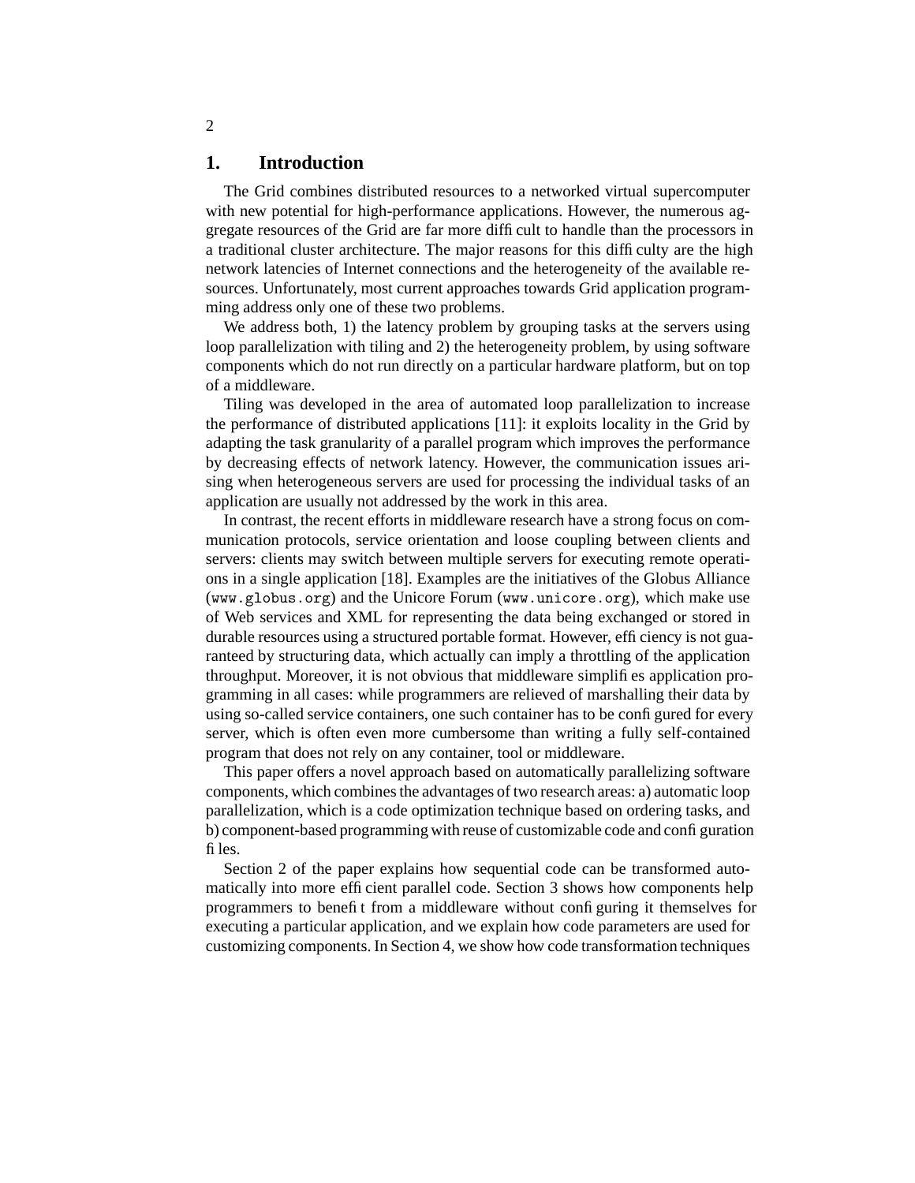# 1. Introduction

The Grid combines distributed resources to a networked virtual supercomputer with new potential for high-performance applications. However, the numerous aggregate resources of the Grid are far more difficult to handle than the processors in a traditional cluster architecture. The major reasons for this difficulty are the high network latencies of Internet connections and the heterogeneity of the available resources. Unfortunately, most current approaches towards Grid application programming address only one of these two problems.

We address both, 1) the latency problem by grouping tasks at the servers using loop parallelization with tiling and 2) the heterogeneity problem, by using software components which do not run directly on a particular hardware platform, but on top of a middleware.

Tiling was developed in the area of automated loop parallelization to increase the performance of distributed applications [11]: it exploits locality in the Grid by adapting the task granularity of a parallel program which improves the performance by decreasing effects of network latency. However, the communication issues arising when heterogeneous servers are used for processing the individual tasks of an application are usually not addressed by the work in this area.

In contrast, the recent efforts in middleware research have a strong focus on communication protocols, service orientation and loose coupling between clients and servers: clients may switch between multiple servers for executing remote operations in a single application [18]. Examples are the initiatives of the Globus Alliance (`www.globus.org`) and the Unicore Forum (`www.unicore.org`), which make use of Web services and XML for representing the data being exchanged or stored in durable resources using a structured portable format. However, efficiency is not guaranteed by structuring data, which actually can imply a throttling of the application throughput. Moreover, it is not obvious that middleware simplifies application programming in all cases: while programmers are relieved of marshalling their data by using so-called service containers, one such container has to be configured for every server, which is often even more cumbersome than writing a fully self-contained program that does not rely on any container, tool or middleware.

This paper offers a novel approach based on automatically parallelizing software components, which combines the advantages of two research areas: a) automatic loop parallelization, which is a code optimization technique based on ordering tasks, and b) component-based programming with reuse of customizable code and configuration files.

Section 2 of the paper explains how sequential code can be transformed automatically into more efficient parallel code. Section 3 shows how components help programmers to benefit from a middleware without configuring it themselves for executing a particular application, and we explain how code parameters are used for customizing components. In Section 4, we show how code transformation techniques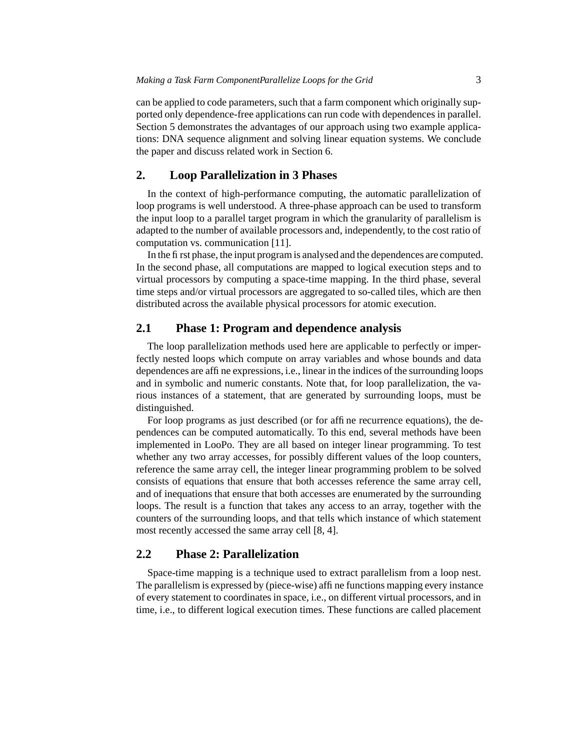can be applied to code parameters, such that a farm component which originally supported only dependence-free applications can run code with dependences in parallel. Section 5 demonstrates the advantages of our approach using two example applications: DNA sequence alignment and solving linear equation systems. We conclude the paper and discuss related work in Section 6.

## 2. Loop Parallelization in 3 Phases

In the context of high-performance computing, the automatic parallelization of loop programs is well understood. A three-phase approach can be used to transform the input loop to a parallel target program in which the granularity of parallelism is adapted to the number of available processors and, independently, to the cost ratio of computation vs. communication [11].

In the first phase, the input program is analysed and the dependences are computed. In the second phase, all computations are mapped to logical execution steps and to virtual processors by computing a space-time mapping. In the third phase, several time steps and/or virtual processors are aggregated to so-called tiles, which are then distributed across the available physical processors for atomic execution.

### 2.1 Phase 1: Program and dependence analysis

The loop parallelization methods used here are applicable to perfectly or imperfectly nested loops which compute on array variables and whose bounds and data dependences are affine expressions, i.e., linear in the indices of the surrounding loops and in symbolic and numeric constants. Note that, for loop parallelization, the various instances of a statement, that are generated by surrounding loops, must be distinguished.

For loop programs as just described (or for affine recurrence equations), the dependences can be computed automatically. To this end, several methods have been implemented in LooPo. They are all based on integer linear programming. To test whether any two array accesses, for possibly different values of the loop counters, reference the same array cell, the integer linear programming problem to be solved consists of equations that ensure that both accesses reference the same array cell, and of inequations that ensure that both accesses are enumerated by the surrounding loops. The result is a function that takes any access to an array, together with the counters of the surrounding loops, and that tells which instance of which statement most recently accessed the same array cell [8, 4].

### 2.2 Phase 2: Parallelization

Space-time mapping is a technique used to extract parallelism from a loop nest. The parallelism is expressed by (piece-wise) affine functions mapping every instance of every statement to coordinates in space, i.e., on different virtual processors, and in time, i.e., to different logical execution times. These functions are called placement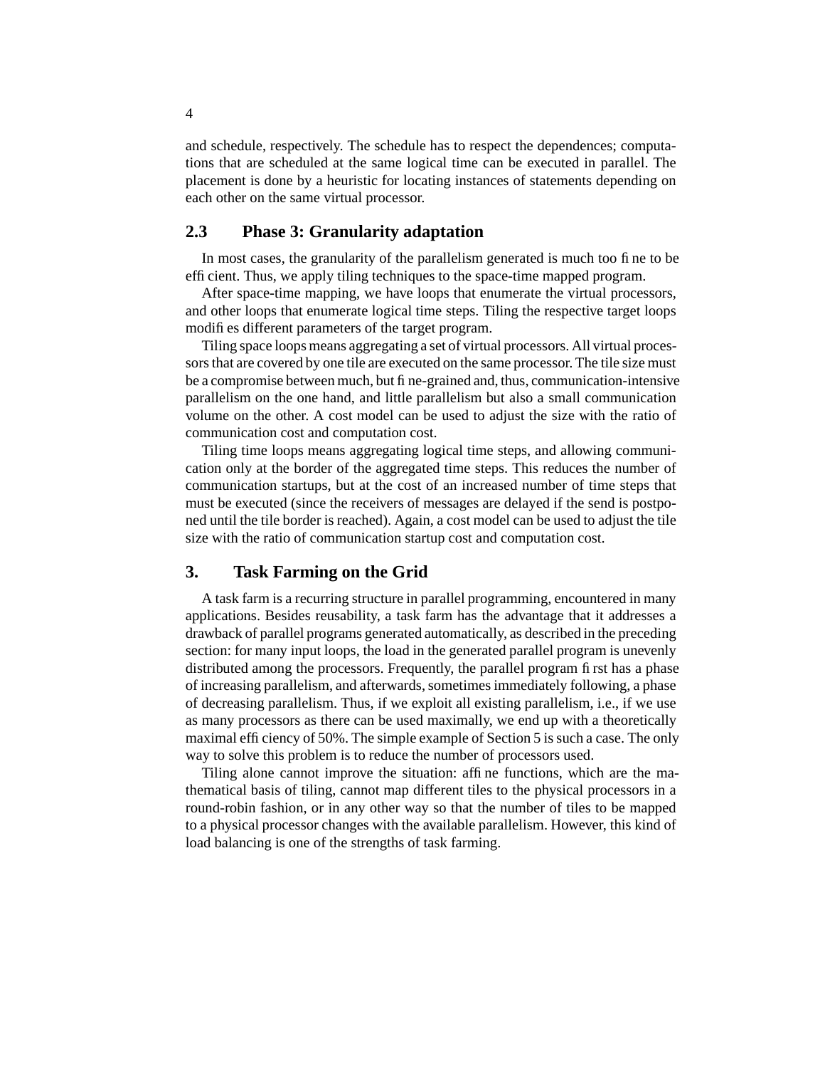and schedule, respectively. The schedule has to respect the dependences; computations that are scheduled at the same logical time can be executed in parallel. The placement is done by a heuristic for locating instances of statements depending on each other on the same virtual processor.

## 2.3 Phase 3: Granularity adaptation

In most cases, the granularity of the parallelism generated is much too fine to be efficient. Thus, we apply tiling techniques to the space-time mapped program.

After space-time mapping, we have loops that enumerate the virtual processors, and other loops that enumerate logical time steps. Tiling the respective target loops modifies different parameters of the target program.

Tiling space loops means aggregating a set of virtual processors. All virtual processors that are covered by one tile are executed on the same processor. The tile size must be a compromise between much, but fine-grained and, thus, communication-intensive parallelism on the one hand, and little parallelism but also a small communication volume on the other. A cost model can be used to adjust the size with the ratio of communication cost and computation cost.

Tiling time loops means aggregating logical time steps, and allowing communication only at the border of the aggregated time steps. This reduces the number of communication startups, but at the cost of an increased number of time steps that must be executed (since the receivers of messages are delayed if the send is postponed until the tile border is reached). Again, a cost model can be used to adjust the tile size with the ratio of communication startup cost and computation cost.

# 3. Task Farming on the Grid

A task farm is a recurring structure in parallel programming, encountered in many applications. Besides reusability, a task farm has the advantage that it addresses a drawback of parallel programs generated automatically, as described in the preceding section: for many input loops, the load in the generated parallel program is unevenly distributed among the processors. Frequently, the parallel program first has a phase of increasing parallelism, and afterwards, sometimes immediately following, a phase of decreasing parallelism. Thus, if we exploit all existing parallelism, i.e., if we use as many processors as there can be used maximally, we end up with a theoretically maximal efficiency of 50%. The simple example of Section 5 is such a case. The only way to solve this problem is to reduce the number of processors used.

Tiling alone cannot improve the situation: affine functions, which are the mathematical basis of tiling, cannot map different tiles to the physical processors in a round-robin fashion, or in any other way so that the number of tiles to be mapped to a physical processor changes with the available parallelism. However, this kind of load balancing is one of the strengths of task farming.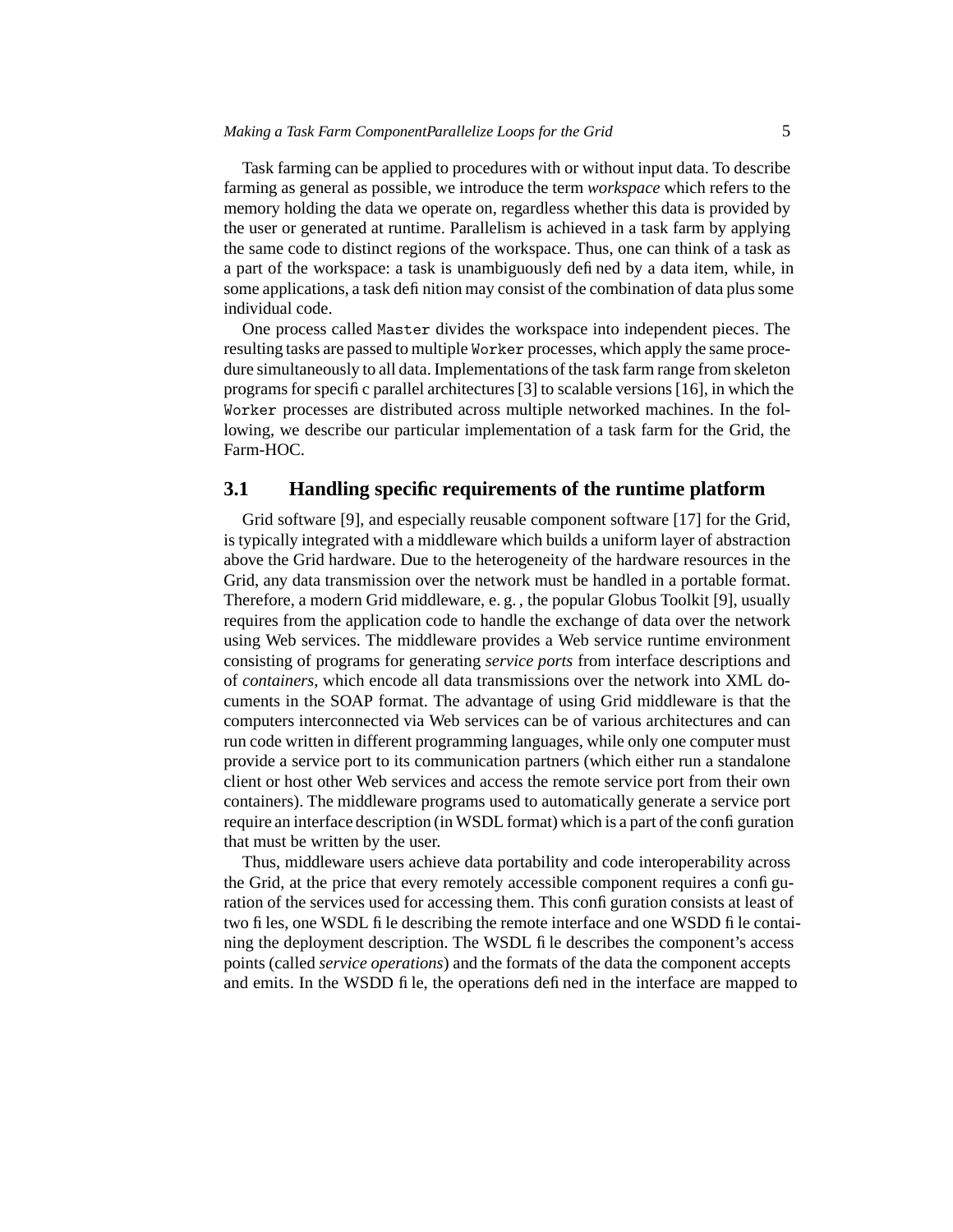Task farming can be applied to procedures with or without input data. To describe farming as general as possible, we introduce the term *workspace* which refers to the memory holding the data we operate on, regardless whether this data is provided by the user or generated at runtime. Parallelism is achieved in a task farm by applying the same code to distinct regions of the workspace. Thus, one can think of a task as a part of the workspace: a task is unambiguously defined by a data item, while, in some applications, a task definition may consist of the combination of data plus some individual code.

One process called `Master` divides the workspace into independent pieces. The resulting tasks are passed to multiple `Worker` processes, which apply the same procedure simultaneously to all data. Implementations of the task farm range from skeleton programs for specific parallel architectures [3] to scalable versions [16], in which the `Worker` processes are distributed across multiple networked machines. In the following, we describe our particular implementation of a task farm for the Grid, the Farm-HOC.

## 3.1 Handling specific requirements of the runtime platform

Grid software [9], and especially reusable component software [17] for the Grid, is typically integrated with a middleware which builds a uniform layer of abstraction above the Grid hardware. Due to the heterogeneity of the hardware resources in the Grid, any data transmission over the network must be handled in a portable format. Therefore, a modern Grid middleware, e. g. , the popular Globus Toolkit [9], usually requires from the application code to handle the exchange of data over the network using Web services. The middleware provides a Web service runtime environment consisting of programs for generating *service ports* from interface descriptions and of *containers*, which encode all data transmissions over the network into XML documents in the SOAP format. The advantage of using Grid middleware is that the computers interconnected via Web services can be of various architectures and can run code written in different programming languages, while only one computer must provide a service port to its communication partners (which either run a standalone client or host other Web services and access the remote service port from their own containers). The middleware programs used to automatically generate a service port require an interface description (in WSDL format) which is a part of the configuration that must be written by the user.

Thus, middleware users achieve data portability and code interoperability across the Grid, at the price that every remotely accessible component requires a configuration of the services used for accessing them. This configuration consists at least of two files, one WSDL file describing the remote interface and one WSDD file containing the deployment description. The WSDL file describes the component's access points (called *service operations*) and the formats of the data the component accepts and emits. In the WSDD file, the operations defined in the interface are mapped to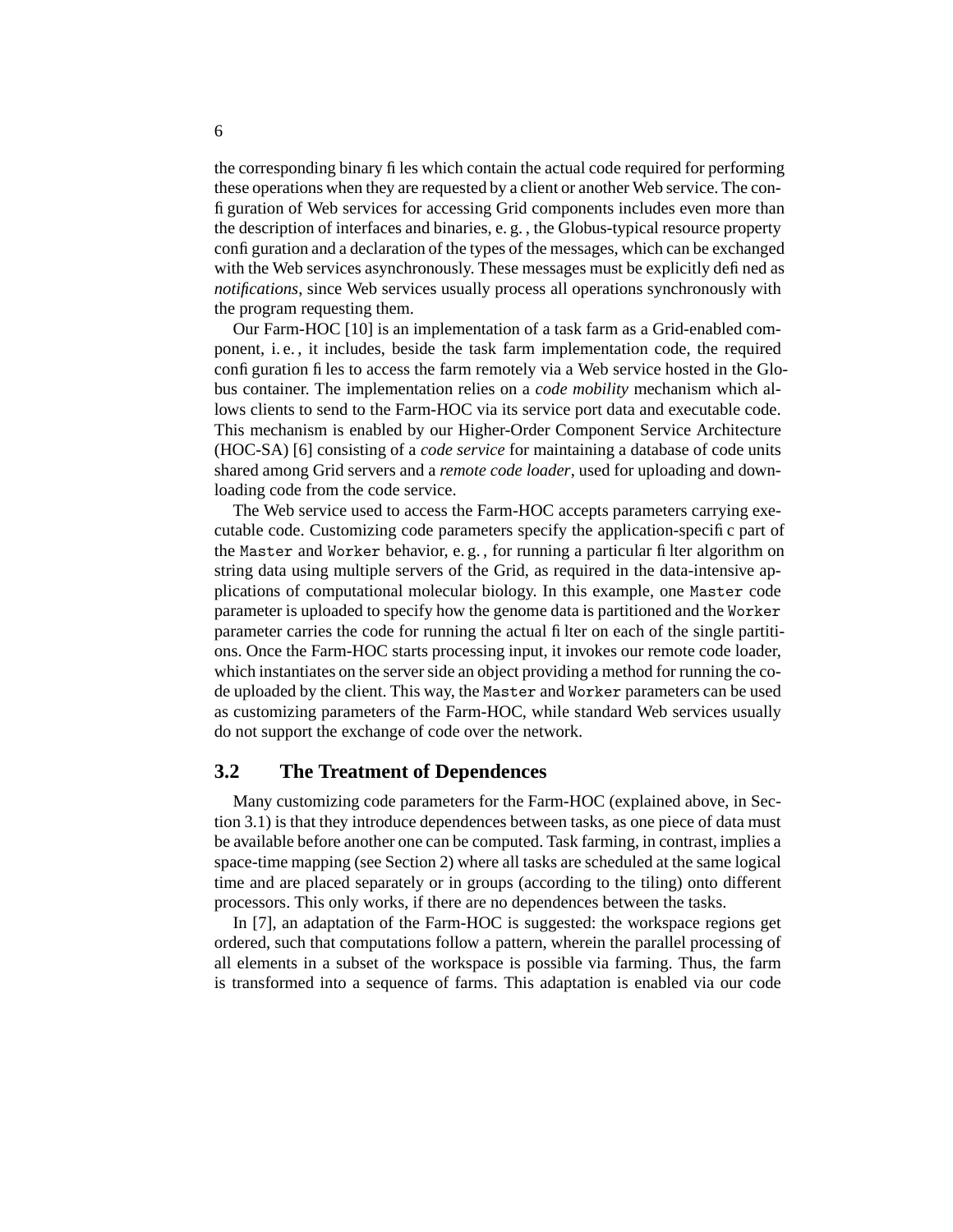the corresponding binary files which contain the actual code required for performing these operations when they are requested by a client or another Web service. The configuration of Web services for accessing Grid components includes even more than the description of interfaces and binaries, e. g. , the Globus-typical resource property configuration and a declaration of the types of the messages, which can be exchanged with the Web services asynchronously. These messages must be explicitly defined as *notifications*, since Web services usually process all operations synchronously with the program requesting them.

Our Farm-HOC [10] is an implementation of a task farm as a Grid-enabled component, i. e. , it includes, beside the task farm implementation code, the required configuration files to access the farm remotely via a Web service hosted in the Globus container. The implementation relies on a *code mobility* mechanism which allows clients to send to the Farm-HOC via its service port data and executable code. This mechanism is enabled by our Higher-Order Component Service Architecture (HOC-SA) [6] consisting of a *code service* for maintaining a database of code units shared among Grid servers and a *remote code loader*, used for uploading and downloading code from the code service.

The Web service used to access the Farm-HOC accepts parameters carrying executable code. Customizing code parameters specify the application-specific part of the `Master` and `Worker` behavior, e. g. , for running a particular filter algorithm on string data using multiple servers of the Grid, as required in the data-intensive applications of computational molecular biology. In this example, one `Master` code parameter is uploaded to specify how the genome data is partitioned and the `Worker` parameter carries the code for running the actual filter on each of the single partitions. Once the Farm-HOC starts processing input, it invokes our remote code loader, which instantiates on the server side an object providing a method for running the code uploaded by the client. This way, the `Master` and `Worker` parameters can be used as customizing parameters of the Farm-HOC, while standard Web services usually do not support the exchange of code over the network.

## 3.2 The Treatment of Dependences

Many customizing code parameters for the Farm-HOC (explained above, in Section 3.1) is that they introduce dependences between tasks, as one piece of data must be available before another one can be computed. Task farming, in contrast, implies a space-time mapping (see Section 2) where all tasks are scheduled at the same logical time and are placed separately or in groups (according to the tiling) onto different processors. This only works, if there are no dependences between the tasks.

In [7], an adaptation of the Farm-HOC is suggested: the workspace regions get ordered, such that computations follow a pattern, wherein the parallel processing of all elements in a subset of the workspace is possible via farming. Thus, the farm is transformed into a sequence of farms. This adaptation is enabled via our code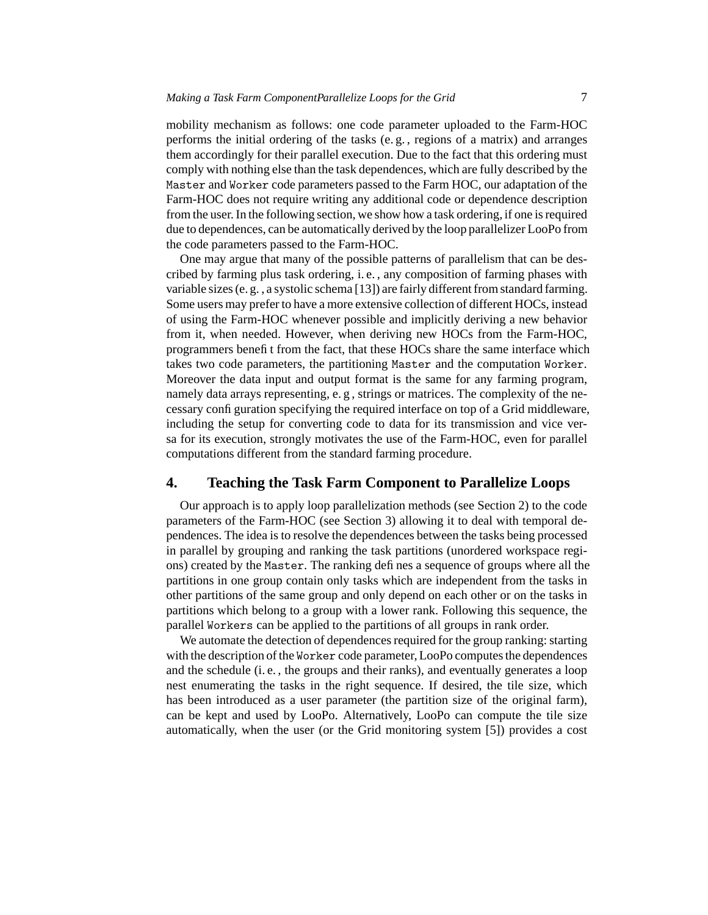mobility mechanism as follows: one code parameter uploaded to the Farm-HOC performs the initial ordering of the tasks (e. g. , regions of a matrix) and arranges them accordingly for their parallel execution. Due to the fact that this ordering must comply with nothing else than the task dependences, which are fully described by the `Master` and `Worker` code parameters passed to the Farm HOC, our adaptation of the Farm-HOC does not require writing any additional code or dependence description from the user. In the following section, we show how a task ordering, if one is required due to dependences, can be automatically derived by the loop parallelizer LooPo from the code parameters passed to the Farm-HOC.

One may argue that many of the possible patterns of parallelism that can be described by farming plus task ordering, i. e. , any composition of farming phases with variable sizes (e. g. , a systolic schema [13]) are fairly different from standard farming. Some users may prefer to have a more extensive collection of different HOCs, instead of using the Farm-HOC whenever possible and implicitly deriving a new behavior from it, when needed. However, when deriving new HOCs from the Farm-HOC, programmers benefit from the fact, that these HOCs share the same interface which takes two code parameters, the partitioning `Master` and the computation `Worker`. Moreover the data input and output format is the same for any farming program, namely data arrays representing, e. g , strings or matrices. The complexity of the necessary configuration specifying the required interface on top of a Grid middleware, including the setup for converting code to data for its transmission and vice versa for its execution, strongly motivates the use of the Farm-HOC, even for parallel computations different from the standard farming procedure.

## 4. Teaching the Task Farm Component to Parallelize Loops

Our approach is to apply loop parallelization methods (see Section 2) to the code parameters of the Farm-HOC (see Section 3) allowing it to deal with temporal dependences. The idea is to resolve the dependences between the tasks being processed in parallel by grouping and ranking the task partitions (unordered workspace regions) created by the `Master`. The ranking defines a sequence of groups where all the partitions in one group contain only tasks which are independent from the tasks in other partitions of the same group and only depend on each other or on the tasks in partitions which belong to a group with a lower rank. Following this sequence, the parallel `Workers` can be applied to the partitions of all groups in rank order.

We automate the detection of dependences required for the group ranking: starting with the description of the `Worker` code parameter, LooPo computes the dependences and the schedule (i. e. , the groups and their ranks), and eventually generates a loop nest enumerating the tasks in the right sequence. If desired, the tile size, which has been introduced as a user parameter (the partition size of the original farm), can be kept and used by LooPo. Alternatively, LooPo can compute the tile size automatically, when the user (or the Grid monitoring system [5]) provides a cost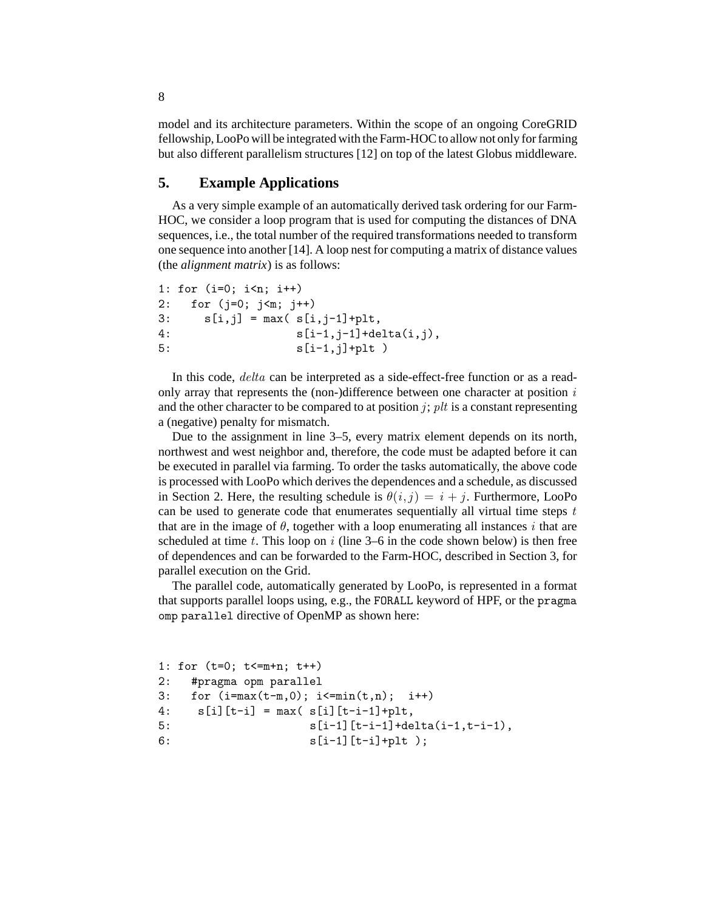model and its architecture parameters. Within the scope of an ongoing CoreGRID fellowship, LooPo will be integrated with the Farm-HOC to allow not only for farming but also different parallelism structures [12] on top of the latest Globus middleware.

## 5. Example Applications

As a very simple example of an automatically derived task ordering for our Farm-HOC, we consider a loop program that is used for computing the distances of DNA sequences, i.e., the total number of the required transformations needed to transform one sequence into another [14]. A loop nest for computing a matrix of distance values (the *alignment matrix*) is as follows:

```
1: for (i=0; i<n; i++)
2:   for (j=0; j<m; j++)
3:     s[i,j] = max( s[i,j-1]+plt,
4:                   s[i-1,j-1]+delta(i,j),
5:                   s[i-1,j]+plt )
```

In this code, $delta$ can be interpreted as a side-effect-free function or as a read-only array that represents the (non-)difference between one character at position $i$ and the other character to be compared to at position $j$; $plt$ is a constant representing a (negative) penalty for mismatch.

Due to the assignment in line 3–5, every matrix element depends on its north, northwest and west neighbor and, therefore, the code must be adapted before it can be executed in parallel via farming. To order the tasks automatically, the above code is processed with LooPo which derives the dependences and a schedule, as discussed in Section 2. Here, the resulting schedule is $\theta(i, j) = i + j$. Furthermore, LooPo can be used to generate code that enumerates sequentially all virtual time steps $t$ that are in the image of $\theta$, together with a loop enumerating all instances $i$ that are scheduled at time $t$. This loop on $i$ (line 3–6 in the code shown below) is then free of dependences and can be forwarded to the Farm-HOC, described in Section 3, for parallel execution on the Grid.

The parallel code, automatically generated by LooPo, is represented in a format that supports parallel loops using, e.g., the `FORALL` keyword of HPF, or the `pragma omp parallel` directive of OpenMP as shown here:

```
1: for (t=0; t<=m+n; t++)
2:   #pragma opm parallel
3:   for (i=max(t-m,0); i<=min(t,n);  i++)
4:    s[i][t-i] = max( s[i][t-i-1]+plt,
5:                     s[i-1][t-i-1]+delta(i-1,t-i-1),
6:                     s[i-1][t-i]+plt );
```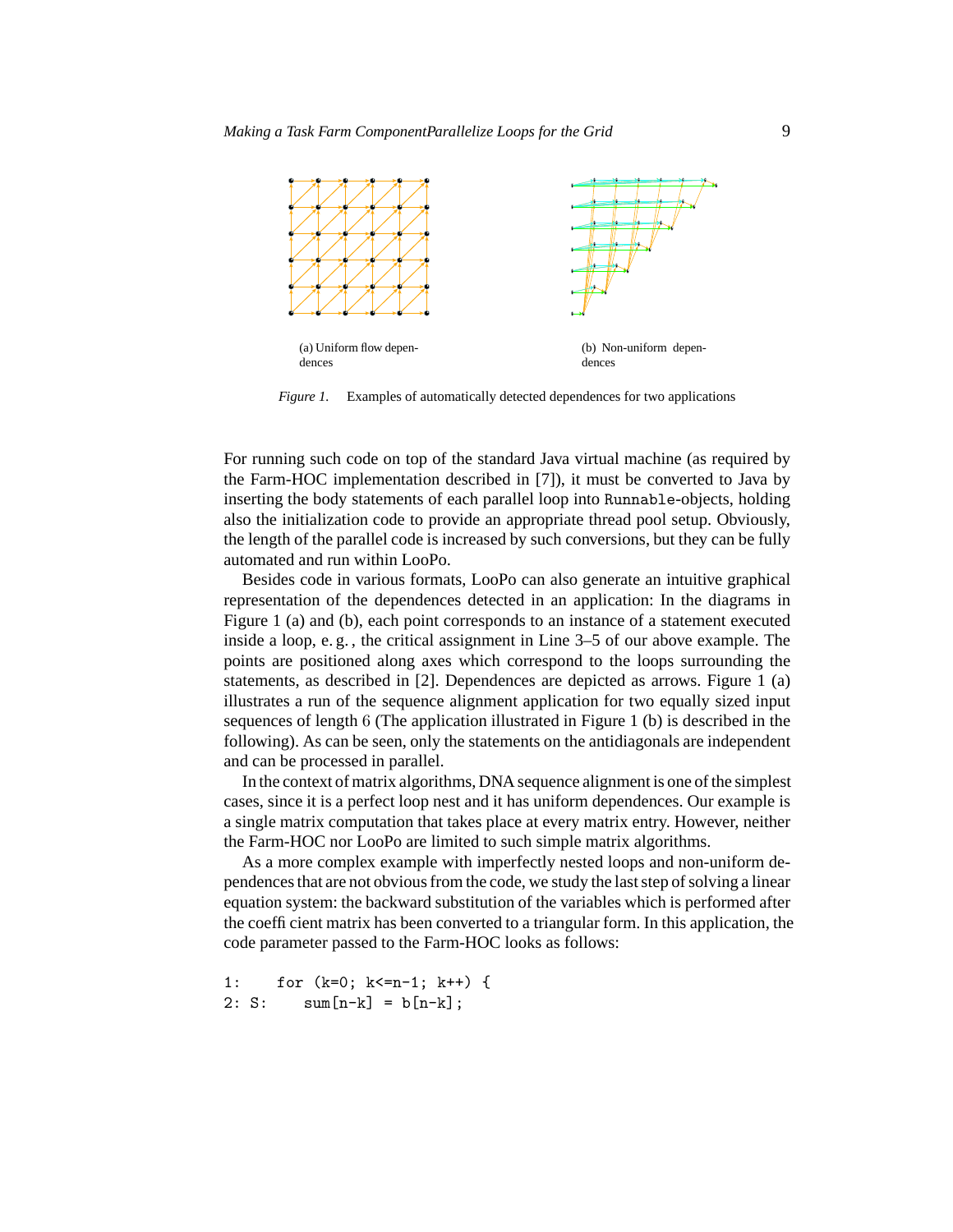(a) Uniform flow dependences

(b) Non-uniform dependences

*Figure 1.* Examples of automatically detected dependences for two applications

For running such code on top of the standard Java virtual machine (as required by the Farm-HOC implementation described in [7]), it must be converted to Java by inserting the body statements of each parallel loop into `Runnable`-objects, holding also the initialization code to provide an appropriate thread pool setup. Obviously, the length of the parallel code is increased by such conversions, but they can be fully automated and run within LooPo.

Besides code in various formats, LooPo can also generate an intuitive graphical representation of the dependences detected in an application: In the diagrams in Figure 1 (a) and (b), each point corresponds to an instance of a statement executed inside a loop, e. g. , the critical assignment in Line 3–5 of our above example. The points are positioned along axes which correspond to the loops surrounding the statements, as described in [2]. Dependences are depicted as arrows. Figure 1 (a) illustrates a run of the sequence alignment application for two equally sized input sequences of length $6$ (The application illustrated in Figure 1 (b) is described in the following). As can be seen, only the statements on the antidiagonals are independent and can be processed in parallel.

In the context of matrix algorithms, DNA sequence alignment is one of the simplest cases, since it is a perfect loop nest and it has uniform dependences. Our example is a single matrix computation that takes place at every matrix entry. However, neither the Farm-HOC nor LooPo are limited to such simple matrix algorithms.

As a more complex example with imperfectly nested loops and non-uniform dependences that are not obvious from the code, we study the last step of solving a linear equation system: the backward substitution of the variables which is performed after the coefficient matrix has been converted to a triangular form. In this application, the code parameter passed to the Farm-HOC looks as follows:

```
1:    for (k=0; k<=n-1; k++) {
2: S:    sum[n-k] = b[n-k];
```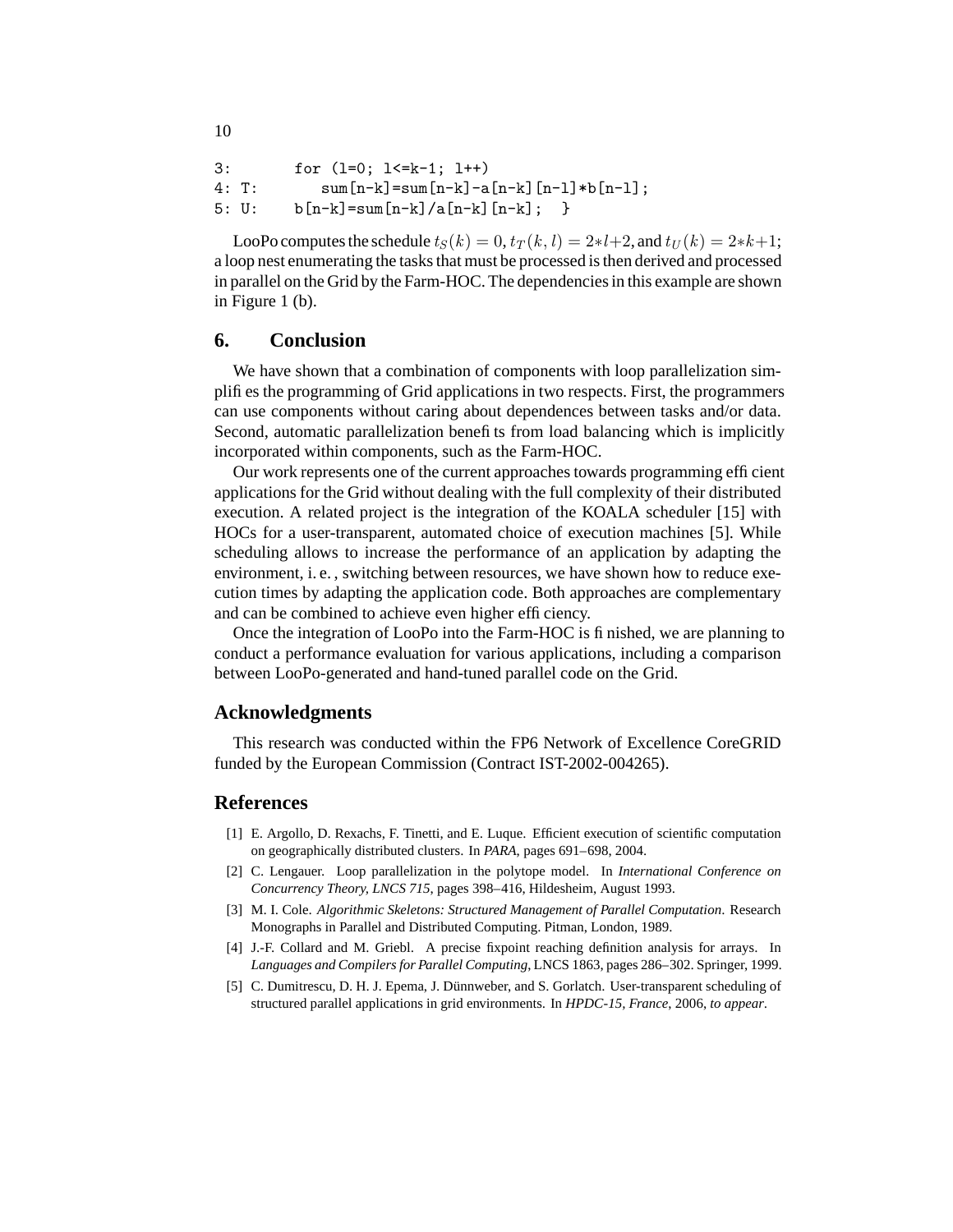```
3:        for (l=0; l<=k-1; l++)
4: T:         sum[n-k]=sum[n-k]-a[n-k][n-l]*b[n-l];
5: U:     b[n-k]=sum[n-k]/a[n-k][n-k];  }
```

LooPo computes the schedule $t_S(k) = 0$, $t_T(k,l) = 2{*}l{+}2$, and $t_U(k) = 2{*}k{+}1$; a loop nest enumerating the tasks that must be processed is then derived and processed in parallel on the Grid by the Farm-HOC. The dependencies in this example are shown in Figure 1 (b).

## 6. Conclusion

We have shown that a combination of components with loop parallelization simplifies the programming of Grid applications in two respects. First, the programmers can use components without caring about dependences between tasks and/or data. Second, automatic parallelization benefits from load balancing which is implicitly incorporated within components, such as the Farm-HOC.

Our work represents one of the current approaches towards programming efficient applications for the Grid without dealing with the full complexity of their distributed execution. A related project is the integration of the KOALA scheduler [15] with HOCs for a user-transparent, automated choice of execution machines [5]. While scheduling allows to increase the performance of an application by adapting the environment, i. e. , switching between resources, we have shown how to reduce execution times by adapting the application code. Both approaches are complementary and can be combined to achieve even higher efficiency.

Once the integration of LooPo into the Farm-HOC is finished, we are planning to conduct a performance evaluation for various applications, including a comparison between LooPo-generated and hand-tuned parallel code on the Grid.

## Acknowledgments

This research was conducted within the FP6 Network of Excellence CoreGRID funded by the European Commission (Contract IST-2002-004265).

## References

[1] E. Argollo, D. Rexachs, F. Tinetti, and E. Luque. Efficient execution of scientific computation on geographically distributed clusters. In *PARA*, pages 691–698, 2004.

[2] C. Lengauer. Loop parallelization in the polytope model. In *International Conference on Concurrency Theory, LNCS 715*, pages 398–416, Hildesheim, August 1993.

[3] M. I. Cole. *Algorithmic Skeletons: Structured Management of Parallel Computation*. Research Monographs in Parallel and Distributed Computing. Pitman, London, 1989.

[4] J.-F. Collard and M. Griebl. A precise fixpoint reaching definition analysis for arrays. In *Languages and Compilers for Parallel Computing*, LNCS 1863, pages 286–302. Springer, 1999.

[5] C. Dumitrescu, D. H. J. Epema, J. Dünnweber, and S. Gorlatch. User-transparent scheduling of structured parallel applications in grid environments. In *HPDC-15, France*, 2006, *to appear*.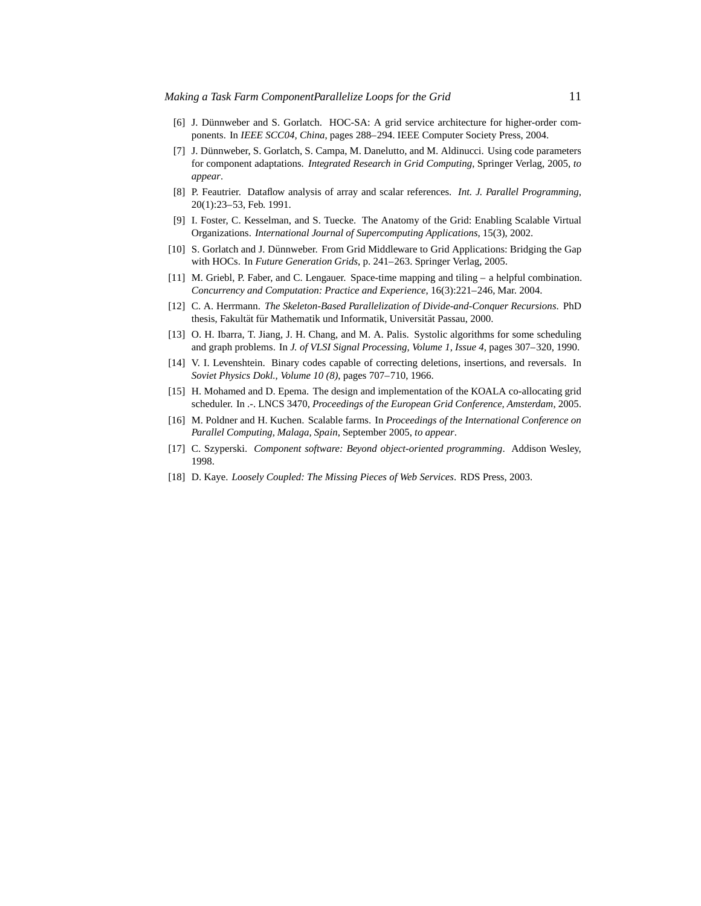[6] J. Dünnweber and S. Gorlatch. HOC-SA: A grid service architecture for higher-order components. In *IEEE SCC04, China*, pages 288–294. IEEE Computer Society Press, 2004.

[7] J. Dünnweber, S. Gorlatch, S. Campa, M. Danelutto, and M. Aldinucci. Using code parameters for component adaptations. *Integrated Research in Grid Computing*, Springer Verlag, 2005, *to appear*.

[8] P. Feautrier. Dataflow analysis of array and scalar references. *Int. J. Parallel Programming*, 20(1):23–53, Feb. 1991.

[9] I. Foster, C. Kesselman, and S. Tuecke. The Anatomy of the Grid: Enabling Scalable Virtual Organizations. *International Journal of Supercomputing Applications*, 15(3), 2002.

[10] S. Gorlatch and J. Dünnweber. From Grid Middleware to Grid Applications: Bridging the Gap with HOCs. In *Future Generation Grids*, p. 241–263. Springer Verlag, 2005.

[11] M. Griebl, P. Faber, and C. Lengauer. Space-time mapping and tiling – a helpful combination. *Concurrency and Computation: Practice and Experience*, 16(3):221–246, Mar. 2004.

[12] C. A. Herrmann. *The Skeleton-Based Parallelization of Divide-and-Conquer Recursions*. PhD thesis, Fakultät für Mathematik und Informatik, Universität Passau, 2000.

[13] O. H. Ibarra, T. Jiang, J. H. Chang, and M. A. Palis. Systolic algorithms for some scheduling and graph problems. In *J. of VLSI Signal Processing, Volume 1, Issue 4*, pages 307–320, 1990.

[14] V. I. Levenshtein. Binary codes capable of correcting deletions, insertions, and reversals. In *Soviet Physics Dokl., Volume 10 (8)*, pages 707–710, 1966.

[15] H. Mohamed and D. Epema. The design and implementation of the KOALA co-allocating grid scheduler. In .-. LNCS 3470, *Proceedings of the European Grid Conference, Amsterdam*, 2005.

[16] M. Poldner and H. Kuchen. Scalable farms. In *Proceedings of the International Conference on Parallel Computing, Malaga, Spain*, September 2005, *to appear*.

[17] C. Szyperski. *Component software: Beyond object-oriented programming*. Addison Wesley, 1998.

[18] D. Kaye. *Loosely Coupled: The Missing Pieces of Web Services*. RDS Press, 2003.